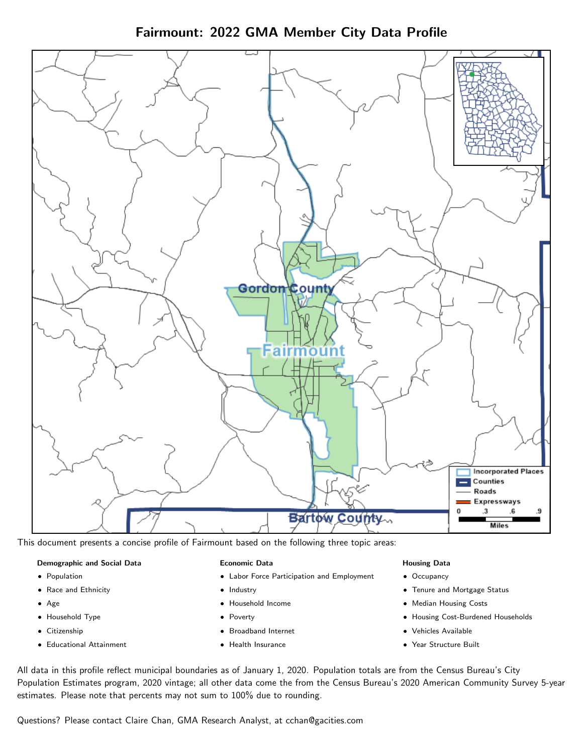# Fairmount: 2022 GMA Member City Data Profile

This document presents a concise profile of Fairmount based on the following three topic areas:

**Demographic and Social Data**

- Population
- Race and Ethnicity
- Age
- Household Type
- Citizenship
- Educational Attainment

**Economic Data**

- Labor Force Participation and Employment
- Industry
- Household Income
- Poverty
- Broadband Internet
- Health Insurance

**Housing Data**

- Occupancy
- Tenure and Mortgage Status
- Median Housing Costs
- Housing Cost-Burdened Households
- Vehicles Available
- Year Structure Built

All data in this profile reflect municipal boundaries as of January 1, 2020. Population totals are from the Census Bureau's City Population Estimates program, 2020 vintage; all other data come the from the Census Bureau's 2020 American Community Survey 5-year estimates. Please note that percents may not sum to 100% due to rounding.

Questions? Please contact Claire Chan, GMA Research Analyst, at cchan@gacities.com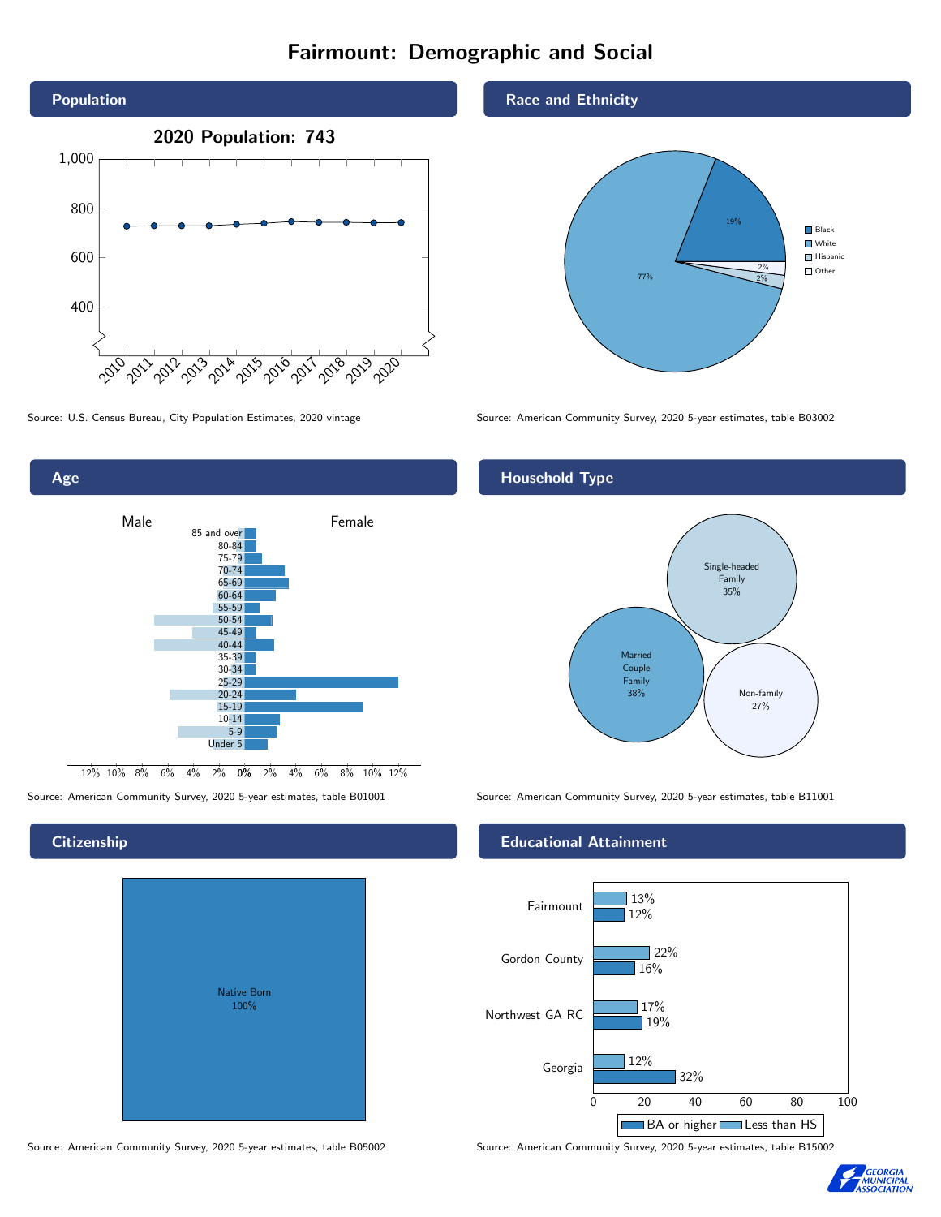# Fairmount: Demographic and Social

## Population

**2020 Population: 743**

Source: U.S. Census Bureau, City Population Estimates, 2020 vintage

## Race and Ethnicity

| Group | Percent |
|---|---|
| Black | 19% |
| White | 77% |
| Hispanic | 2% |
| Other | 2% |

Source: American Community Survey, 2020 5-year estimates, table B03002

## Age

Source: American Community Survey, 2020 5-year estimates, table B01001

## Household Type

| Type | Percent |
|---|---|
| Married Couple Family | 38% |
| Single-headed Family | 35% |
| Non-family | 27% |

Source: American Community Survey, 2020 5-year estimates, table B11001

## Citizenship

Native Born 100%

Source: American Community Survey, 2020 5-year estimates, table B05002

## Educational Attainment

| Area | Less than HS | BA or higher |
|---|---|---|
| Fairmount | 13% | 12% |
| Gordon County | 22% | 16% |
| Northwest GA RC | 17% | 19% |
| Georgia | 12% | 32% |

Source: American Community Survey, 2020 5-year estimates, table B15002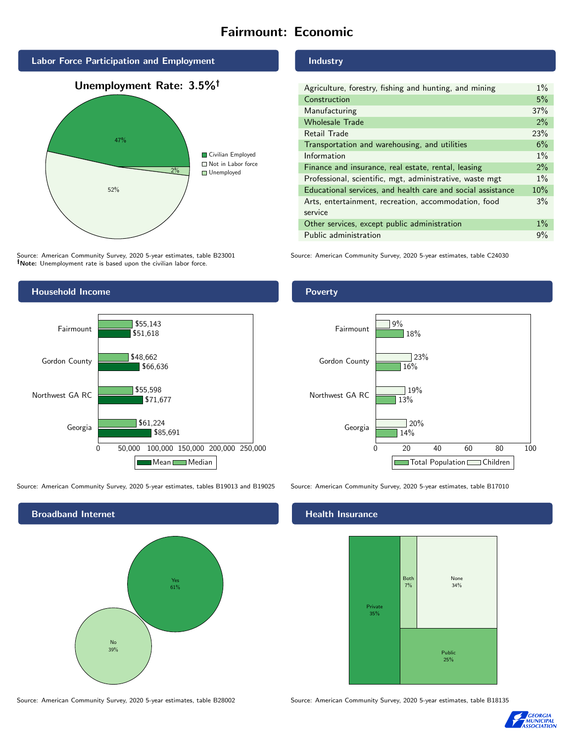# Fairmount: Economic

## Labor Force Participation and Employment

**Unemployment Rate: 3.5%†**

| Category | Percent |
|---|---|
| Civilian Employed | 47% |
| Not in Labor force | 52% |
| Unemployed | 2% |

Source: American Community Survey, 2020 5-year estimates, table B23001
**†Note:** Unemployment rate is based upon the civilian labor force.

## Industry

| Industry | Percent |
|---|---|
| Agriculture, forestry, fishing and hunting, and mining | 1% |
| Construction | 5% |
| Manufacturing | 37% |
| Wholesale Trade | 2% |
| Retail Trade | 23% |
| Transportation and warehousing, and utilities | 6% |
| Information | 1% |
| Finance and insurance, real estate, rental, leasing | 2% |
| Professional, scientific, mgt, administrative, waste mgt | 1% |
| Educational services, and health care and social assistance | 10% |
| Arts, entertainment, recreation, accommodation, food service | 3% |
| Other services, except public administration | 1% |
| Public administration | 9% |

Source: American Community Survey, 2020 5-year estimates, table C24030

## Household Income

| | Median | Mean |
|---|---|---|
| Fairmount | $55,143 | $51,618 |
| Gordon County | $48,662 | $66,636 |
| Northwest GA RC | $55,598 | $71,677 |
| Georgia | $61,224 | $85,691 |

Source: American Community Survey, 2020 5-year estimates, tables B19013 and B19025

## Poverty

| | Children | Total Population |
|---|---|---|
| Fairmount | 9% | 18% |
| Gordon County | 23% | 16% |
| Northwest GA RC | 19% | 13% |
| Georgia | 20% | 14% |

Source: American Community Survey, 2020 5-year estimates, table B17010

## Broadband Internet

| | Percent |
|---|---|
| Yes | 61% |
| No | 39% |

Source: American Community Survey, 2020 5-year estimates, table B28002

## Health Insurance

| | Percent |
|---|---|
| Private | 35% |
| Both | 7% |
| None | 34% |
| Public | 25% |

Source: American Community Survey, 2020 5-year estimates, table B18135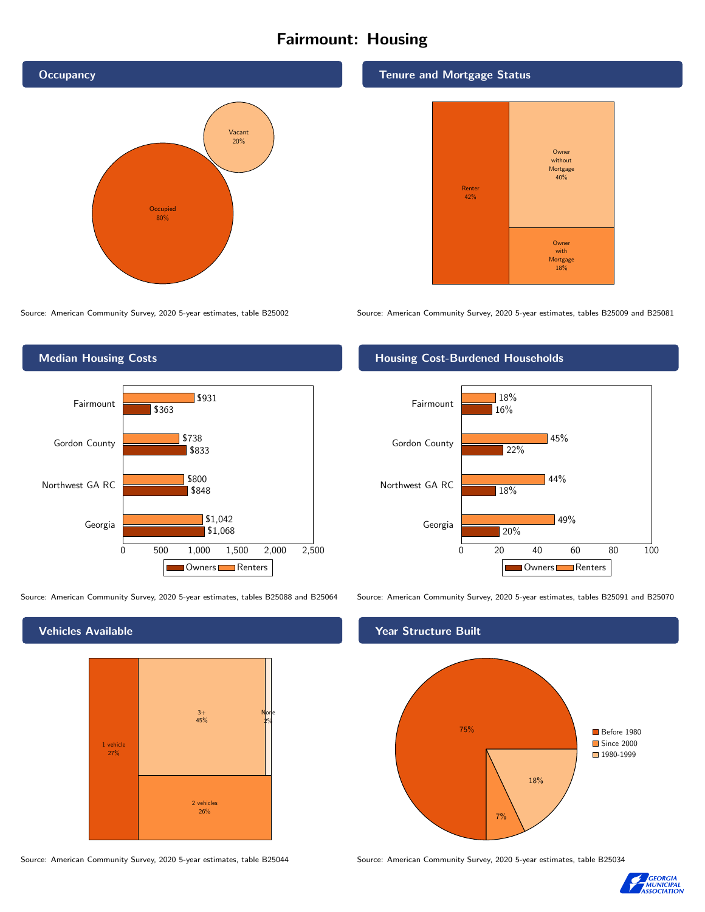# Fairmount: Housing

## Occupancy

Vacant
20%

Occupied
80%

Source: American Community Survey, 2020 5-year estimates, table B25002

## Tenure and Mortgage Status

Renter
42%

Owner
without
Mortgage
40%

Owner
with
Mortgage
18%

Source: American Community Survey, 2020 5-year estimates, tables B25009 and B25081

## Median Housing Costs

Fairmount
$931
$363

Gordon County
$738
$833

Northwest GA RC
$800
$848

Georgia
$1,042
$1,068

0 500 1,000 1,500 2,000 2,500

Owners Renters

Source: American Community Survey, 2020 5-year estimates, tables B25088 and B25064

## Housing Cost-Burdened Households

Fairmount
18%
16%

Gordon County
45%
22%

Northwest GA RC
44%
18%

Georgia
49%
20%

0 20 40 60 80 100

Owners Renters

Source: American Community Survey, 2020 5-year estimates, tables B25091 and B25070

## Vehicles Available

1 vehicle
27%

3+
45%

None
2%

2 vehicles
26%

Source: American Community Survey, 2020 5-year estimates, table B25044

## Year Structure Built

75%
7%
18%

Before 1980
Since 2000
1980-1999

Source: American Community Survey, 2020 5-year estimates, table B25034

GEORGIA MUNICIPAL ASSOCIATION